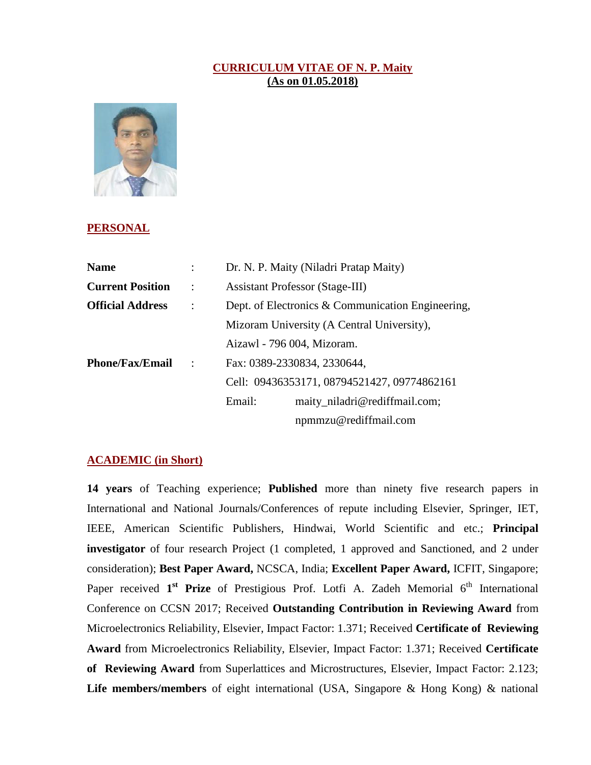# CURRICULUM VITAE OF N. P. Maity
**(As on 01.05.2018)**

## PERSONAL

| | | |
|---|---|---|
| **Name** | : | Dr. N. P. Maity (Niladri Pratap Maity) |
| **Current Position** | : | Assistant Professor (Stage-III) |
| **Official Address** | : | Dept. of Electronics & Communication Engineering, Mizoram University (A Central University), Aizawl - 796 004, Mizoram. |
| **Phone/Fax/Email** | : | Fax: 0389-2330834, 2330644, Cell: 09436353171, 08794521427, 09774862161 Email: maity_niladri@rediffmail.com; npmmzu@rediffmail.com |

## ACADEMIC (in Short)

**14 years** of Teaching experience; **Published** more than ninety five research papers in International and National Journals/Conferences of repute including Elsevier, Springer, IET, IEEE, American Scientific Publishers, Hindwai, World Scientific and etc.; **Principal investigator** of four research Project (1 completed, 1 approved and Sanctioned, and 2 under consideration); **Best Paper Award,** NCSCA, India; **Excellent Paper Award,** ICFIT, Singapore; Paper received **1st Prize** of Prestigious Prof. Lotfi A. Zadeh Memorial 6th International Conference on CCSN 2017; Received **Outstanding Contribution in Reviewing Award** from Microelectronics Reliability, Elsevier, Impact Factor: 1.371; Received **Certificate of Reviewing Award** from Microelectronics Reliability, Elsevier, Impact Factor: 1.371; Received **Certificate of Reviewing Award** from Superlattices and Microstructures, Elsevier, Impact Factor: 2.123; **Life members/members** of eight international (USA, Singapore & Hong Kong) & national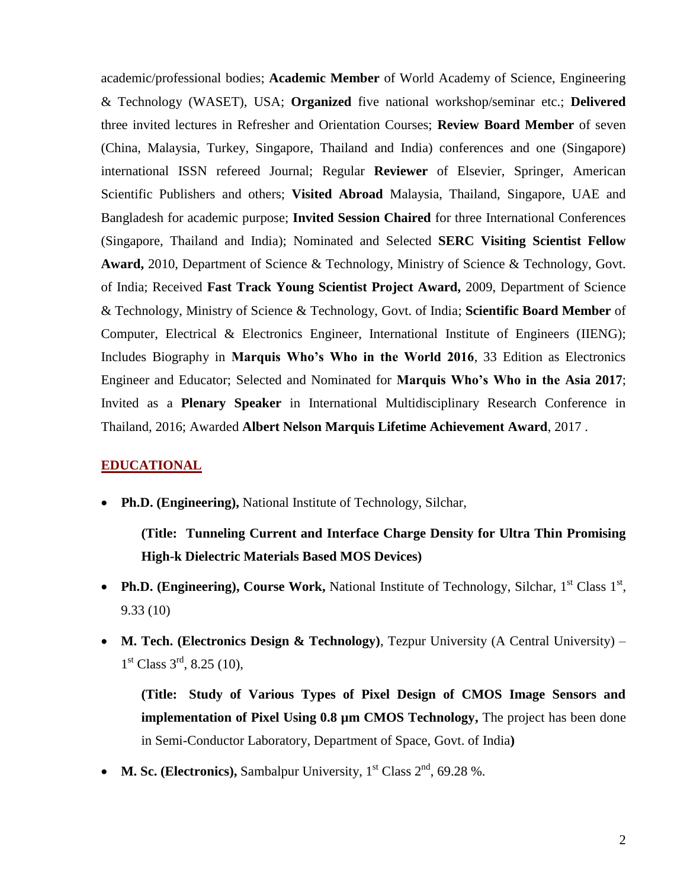academic/professional bodies; **Academic Member** of World Academy of Science, Engineering & Technology (WASET), USA; **Organized** five national workshop/seminar etc.; **Delivered** three invited lectures in Refresher and Orientation Courses; **Review Board Member** of seven (China, Malaysia, Turkey, Singapore, Thailand and India) conferences and one (Singapore) international ISSN refereed Journal; Regular **Reviewer** of Elsevier, Springer, American Scientific Publishers and others; **Visited Abroad** Malaysia, Thailand, Singapore, UAE and Bangladesh for academic purpose; **Invited Session Chaired** for three International Conferences (Singapore, Thailand and India); Nominated and Selected **SERC Visiting Scientist Fellow Award,** 2010, Department of Science & Technology, Ministry of Science & Technology, Govt. of India; Received **Fast Track Young Scientist Project Award,** 2009, Department of Science & Technology, Ministry of Science & Technology, Govt. of India; **Scientific Board Member** of Computer, Electrical & Electronics Engineer, International Institute of Engineers (IIENG); Includes Biography in **Marquis Who's Who in the World 2016**, 33 Edition as Electronics Engineer and Educator; Selected and Nominated for **Marquis Who's Who in the Asia 2017**; Invited as a **Plenary Speaker** in International Multidisciplinary Research Conference in Thailand, 2016; Awarded **Albert Nelson Marquis Lifetime Achievement Award**, 2017 .

## EDUCATIONAL

- **Ph.D. (Engineering),** National Institute of Technology, Silchar,

  **(Title: Tunneling Current and Interface Charge Density for Ultra Thin Promising High-k Dielectric Materials Based MOS Devices)**

- **Ph.D. (Engineering), Course Work,** National Institute of Technology, Silchar, 1st Class 1st, 9.33 (10)

- **M. Tech. (Electronics Design & Technology)**, Tezpur University (A Central University) – 1st Class 3rd, 8.25 (10),

  **(Title: Study of Various Types of Pixel Design of CMOS Image Sensors and implementation of Pixel Using 0.8 µm CMOS Technology,** The project has been done in Semi-Conductor Laboratory, Department of Space, Govt. of India**)**

- **M. Sc. (Electronics),** Sambalpur University, 1st Class 2nd, 69.28 %.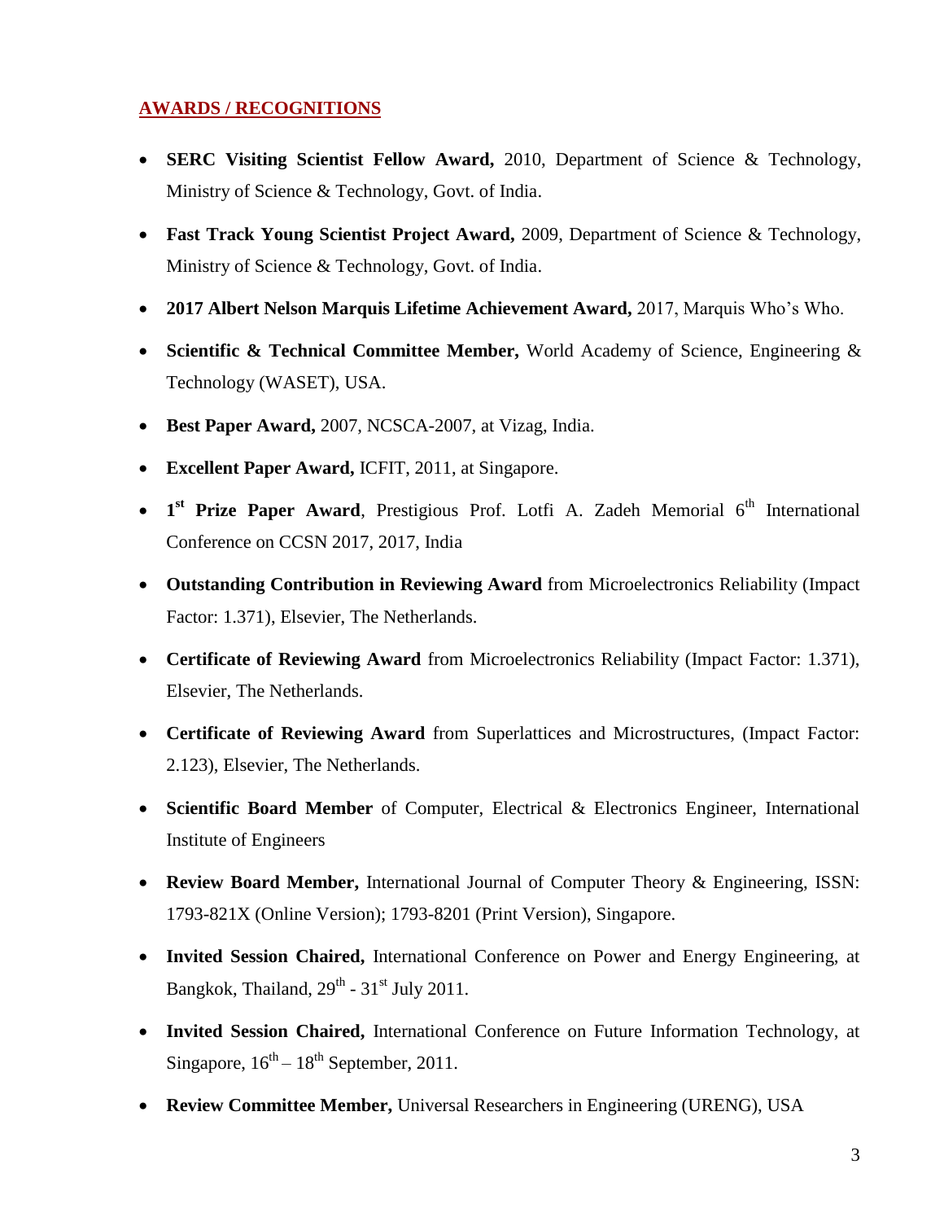## AWARDS / RECOGNITIONS

- **SERC Visiting Scientist Fellow Award,** 2010, Department of Science & Technology, Ministry of Science & Technology, Govt. of India.
- **Fast Track Young Scientist Project Award,** 2009, Department of Science & Technology, Ministry of Science & Technology, Govt. of India.
- **2017 Albert Nelson Marquis Lifetime Achievement Award,** 2017, Marquis Who's Who.
- **Scientific & Technical Committee Member,** World Academy of Science, Engineering & Technology (WASET), USA.
- **Best Paper Award,** 2007, NCSCA-2007, at Vizag, India.
- **Excellent Paper Award,** ICFIT, 2011, at Singapore.
- **1st Prize Paper Award**, Prestigious Prof. Lotfi A. Zadeh Memorial 6th International Conference on CCSN 2017, 2017, India
- **Outstanding Contribution in Reviewing Award** from Microelectronics Reliability (Impact Factor: 1.371), Elsevier, The Netherlands.
- **Certificate of Reviewing Award** from Microelectronics Reliability (Impact Factor: 1.371), Elsevier, The Netherlands.
- **Certificate of Reviewing Award** from Superlattices and Microstructures, (Impact Factor: 2.123), Elsevier, The Netherlands.
- **Scientific Board Member** of Computer, Electrical & Electronics Engineer, International Institute of Engineers
- **Review Board Member,** International Journal of Computer Theory & Engineering, ISSN: 1793-821X (Online Version); 1793-8201 (Print Version), Singapore.
- **Invited Session Chaired,** International Conference on Power and Energy Engineering, at Bangkok, Thailand, 29th - 31st July 2011.
- **Invited Session Chaired,** International Conference on Future Information Technology, at Singapore, 16th – 18th September, 2011.
- **Review Committee Member,** Universal Researchers in Engineering (URENG), USA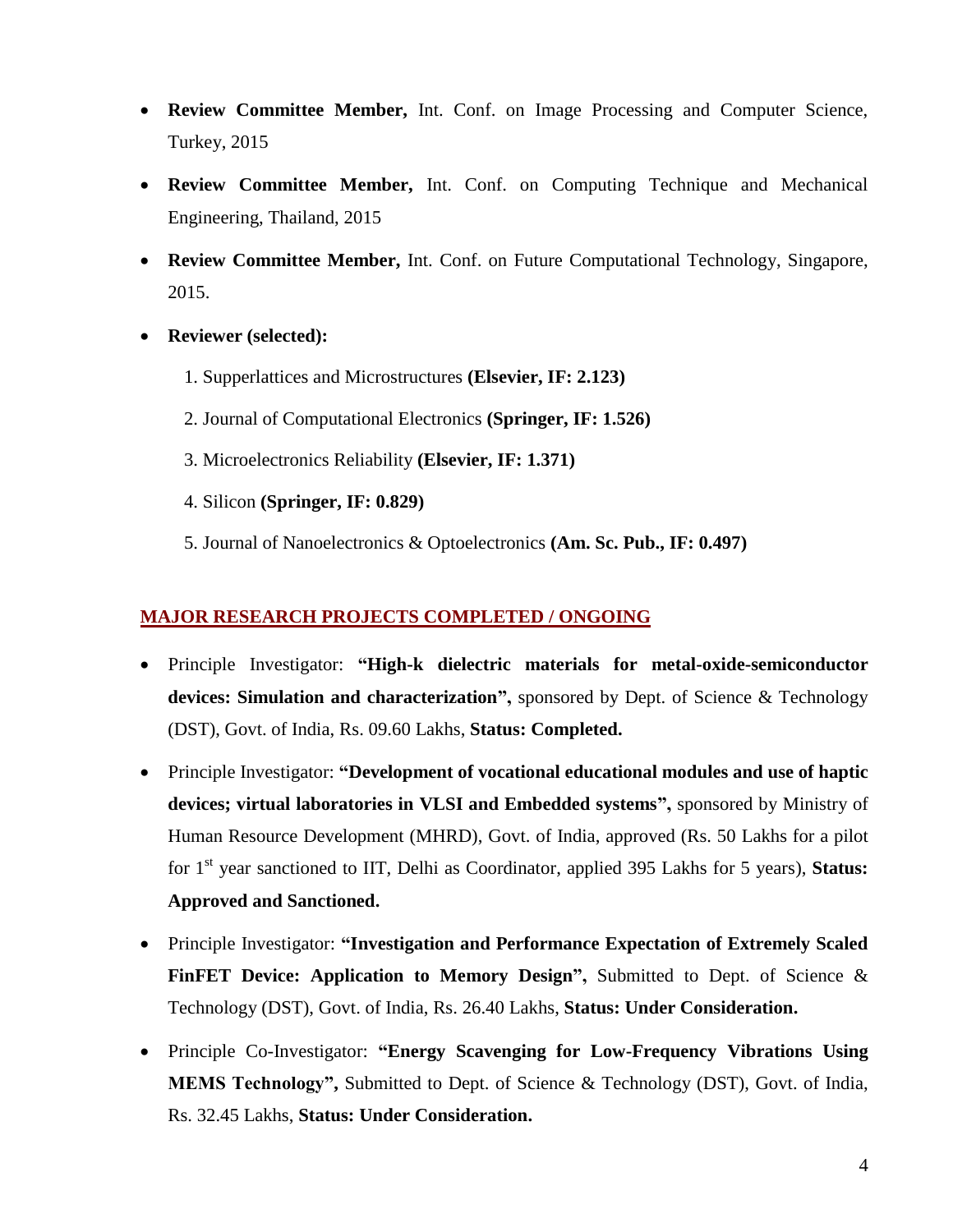- **Review Committee Member,** Int. Conf. on Image Processing and Computer Science, Turkey, 2015
- **Review Committee Member,** Int. Conf. on Computing Technique and Mechanical Engineering, Thailand, 2015
- **Review Committee Member,** Int. Conf. on Future Computational Technology, Singapore, 2015.
- **Reviewer (selected):**
    1. Supperlattices and Microstructures **(Elsevier, IF: 2.123)**
    2. Journal of Computational Electronics **(Springer, IF: 1.526)**
    3. Microelectronics Reliability **(Elsevier, IF: 1.371)**
    4. Silicon **(Springer, IF: 0.829)**
    5. Journal of Nanoelectronics & Optoelectronics **(Am. Sc. Pub., IF: 0.497)**

## MAJOR RESEARCH PROJECTS COMPLETED / ONGOING

- Principle Investigator: **"High-k dielectric materials for metal-oxide-semiconductor devices: Simulation and characterization",** sponsored by Dept. of Science & Technology (DST), Govt. of India, Rs. 09.60 Lakhs, **Status: Completed.**
- Principle Investigator: **"Development of vocational educational modules and use of haptic devices; virtual laboratories in VLSI and Embedded systems",** sponsored by Ministry of Human Resource Development (MHRD), Govt. of India, approved (Rs. 50 Lakhs for a pilot for 1st year sanctioned to IIT, Delhi as Coordinator, applied 395 Lakhs for 5 years), **Status: Approved and Sanctioned.**
- Principle Investigator: **"Investigation and Performance Expectation of Extremely Scaled FinFET Device: Application to Memory Design",** Submitted to Dept. of Science & Technology (DST), Govt. of India, Rs. 26.40 Lakhs, **Status: Under Consideration.**
- Principle Co-Investigator: **"Energy Scavenging for Low-Frequency Vibrations Using MEMS Technology",** Submitted to Dept. of Science & Technology (DST), Govt. of India, Rs. 32.45 Lakhs, **Status: Under Consideration.**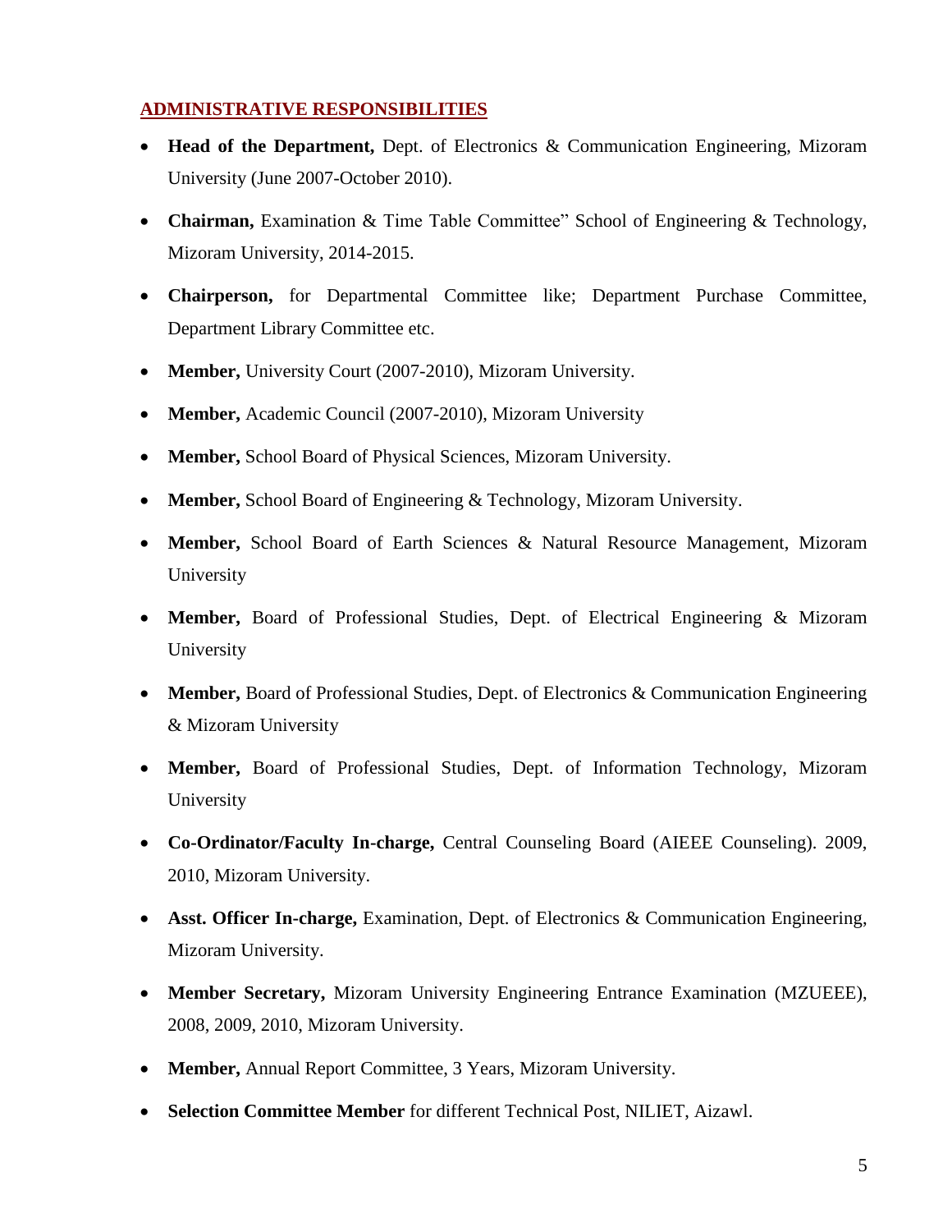## ADMINISTRATIVE RESPONSIBILITIES

- **Head of the Department,** Dept. of Electronics & Communication Engineering, Mizoram University (June 2007-October 2010).
- **Chairman,** Examination & Time Table Committee" School of Engineering & Technology, Mizoram University, 2014-2015.
- **Chairperson,** for Departmental Committee like; Department Purchase Committee, Department Library Committee etc.
- **Member,** University Court (2007-2010), Mizoram University.
- **Member,** Academic Council (2007-2010), Mizoram University
- **Member,** School Board of Physical Sciences, Mizoram University.
- **Member,** School Board of Engineering & Technology, Mizoram University.
- **Member,** School Board of Earth Sciences & Natural Resource Management, Mizoram University
- **Member,** Board of Professional Studies, Dept. of Electrical Engineering & Mizoram University
- **Member,** Board of Professional Studies, Dept. of Electronics & Communication Engineering & Mizoram University
- **Member,** Board of Professional Studies, Dept. of Information Technology, Mizoram University
- **Co-Ordinator/Faculty In-charge,** Central Counseling Board (AIEEE Counseling). 2009, 2010, Mizoram University.
- **Asst. Officer In-charge,** Examination, Dept. of Electronics & Communication Engineering, Mizoram University.
- **Member Secretary,** Mizoram University Engineering Entrance Examination (MZUEEE), 2008, 2009, 2010, Mizoram University.
- **Member,** Annual Report Committee, 3 Years, Mizoram University.
- **Selection Committee Member** for different Technical Post, NILIET, Aizawl.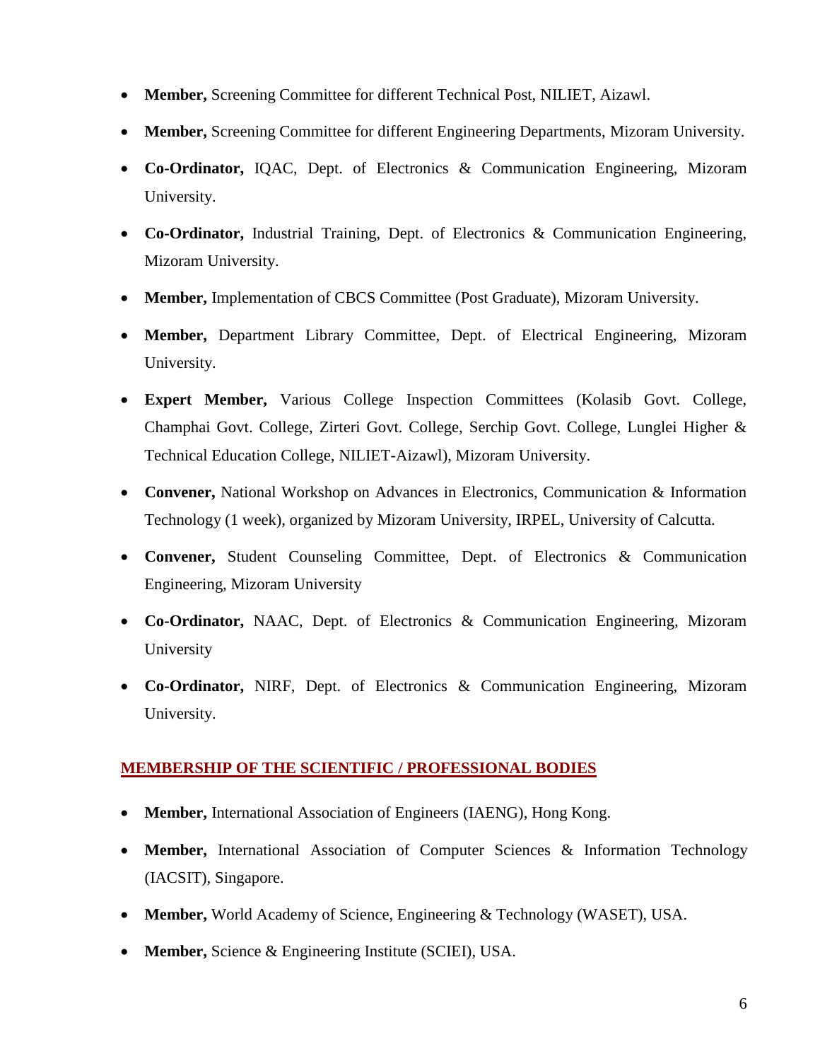- **Member,** Screening Committee for different Technical Post, NILIET, Aizawl.
- **Member,** Screening Committee for different Engineering Departments, Mizoram University.
- **Co-Ordinator,** IQAC, Dept. of Electronics & Communication Engineering, Mizoram University.
- **Co-Ordinator,** Industrial Training, Dept. of Electronics & Communication Engineering, Mizoram University.
- **Member,** Implementation of CBCS Committee (Post Graduate), Mizoram University.
- **Member,** Department Library Committee, Dept. of Electrical Engineering, Mizoram University.
- **Expert Member,** Various College Inspection Committees (Kolasib Govt. College, Champhai Govt. College, Zirteri Govt. College, Serchip Govt. College, Lunglei Higher & Technical Education College, NILIET-Aizawl), Mizoram University.
- **Convener,** National Workshop on Advances in Electronics, Communication & Information Technology (1 week), organized by Mizoram University, IRPEL, University of Calcutta.
- **Convener,** Student Counseling Committee, Dept. of Electronics & Communication Engineering, Mizoram University
- **Co-Ordinator,** NAAC, Dept. of Electronics & Communication Engineering, Mizoram University
- **Co-Ordinator,** NIRF, Dept. of Electronics & Communication Engineering, Mizoram University.

## MEMBERSHIP OF THE SCIENTIFIC / PROFESSIONAL BODIES

- **Member,** International Association of Engineers (IAENG), Hong Kong.
- **Member,** International Association of Computer Sciences & Information Technology (IACSIT), Singapore.
- **Member,** World Academy of Science, Engineering & Technology (WASET), USA.
- **Member,** Science & Engineering Institute (SCIEI), USA.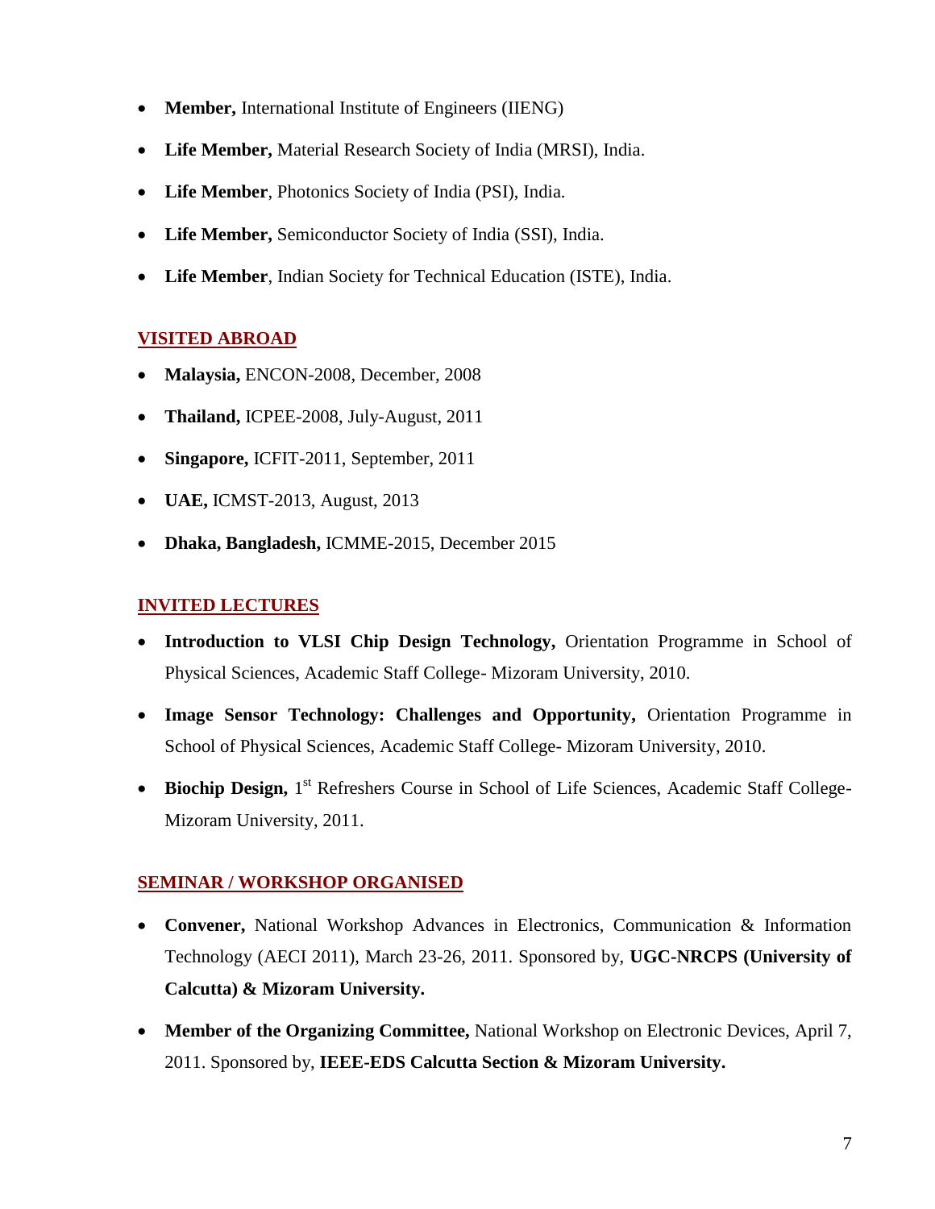- **Member,** International Institute of Engineers (IIENG)
- **Life Member,** Material Research Society of India (MRSI), India.
- **Life Member**, Photonics Society of India (PSI), India.
- **Life Member,** Semiconductor Society of India (SSI), India.
- **Life Member**, Indian Society for Technical Education (ISTE), India.

## VISITED ABROAD

- **Malaysia,** ENCON-2008, December, 2008
- **Thailand,** ICPEE-2008, July-August, 2011
- **Singapore,** ICFIT-2011, September, 2011
- **UAE,** ICMST-2013, August, 2013
- **Dhaka, Bangladesh,** ICMME-2015, December 2015

## INVITED LECTURES

- **Introduction to VLSI Chip Design Technology,** Orientation Programme in School of Physical Sciences, Academic Staff College- Mizoram University, 2010.
- **Image Sensor Technology: Challenges and Opportunity,** Orientation Programme in School of Physical Sciences, Academic Staff College- Mizoram University, 2010.
- **Biochip Design,** 1st Refreshers Course in School of Life Sciences, Academic Staff College-Mizoram University, 2011.

## SEMINAR / WORKSHOP ORGANISED

- **Convener,** National Workshop Advances in Electronics, Communication & Information Technology (AECI 2011), March 23-26, 2011. Sponsored by, **UGC-NRCPS (University of Calcutta) & Mizoram University.**
- **Member of the Organizing Committee,** National Workshop on Electronic Devices, April 7, 2011. Sponsored by, **IEEE-EDS Calcutta Section & Mizoram University.**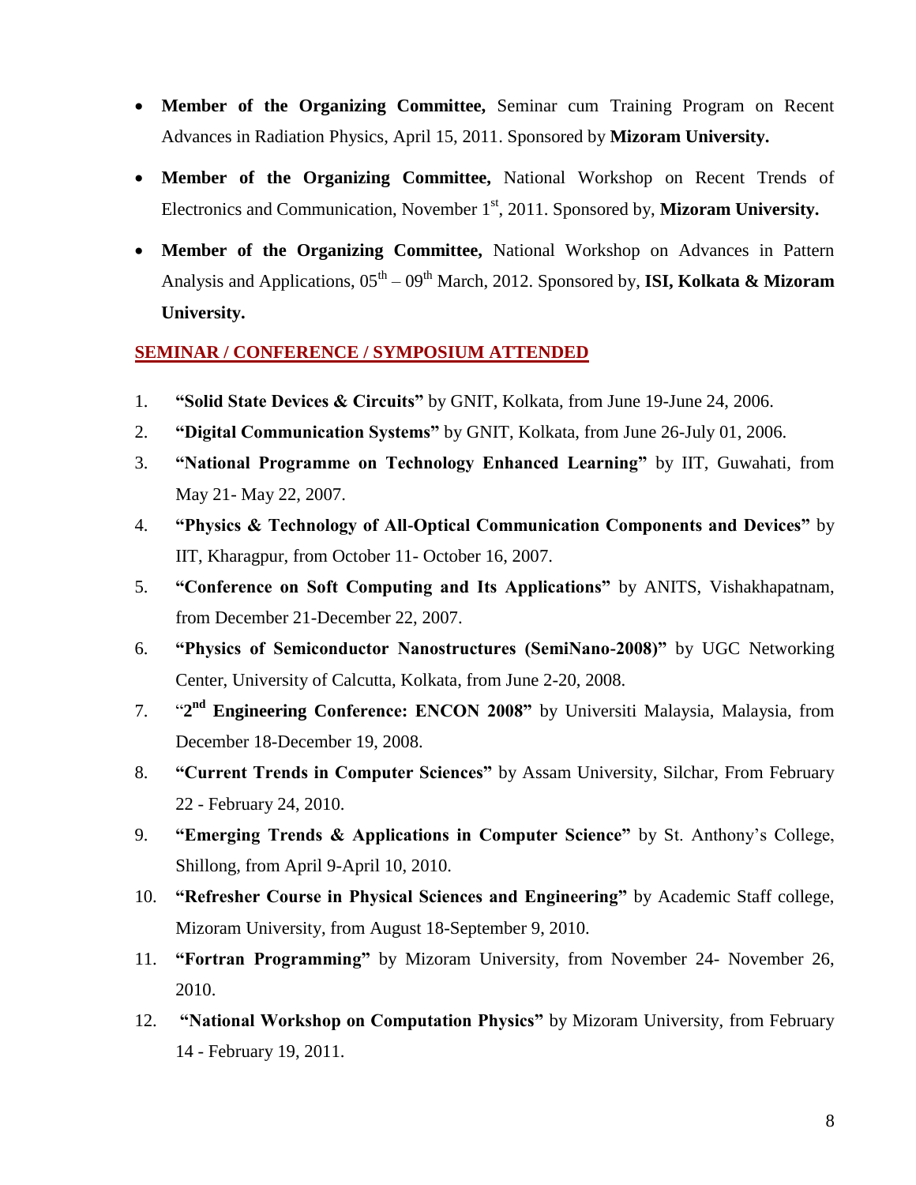- **Member of the Organizing Committee,** Seminar cum Training Program on Recent Advances in Radiation Physics, April 15, 2011. Sponsored by **Mizoram University.**
- **Member of the Organizing Committee,** National Workshop on Recent Trends of Electronics and Communication, November 1st, 2011. Sponsored by, **Mizoram University.**
- **Member of the Organizing Committee,** National Workshop on Advances in Pattern Analysis and Applications, 05th – 09th March, 2012. Sponsored by, **ISI, Kolkata & Mizoram University.**

## SEMINAR / CONFERENCE / SYMPOSIUM ATTENDED

1. **"Solid State Devices & Circuits"** by GNIT, Kolkata, from June 19-June 24, 2006.
2. **"Digital Communication Systems"** by GNIT, Kolkata, from June 26-July 01, 2006.
3. **"National Programme on Technology Enhanced Learning"** by IIT, Guwahati, from May 21- May 22, 2007.
4. **"Physics & Technology of All-Optical Communication Components and Devices"** by IIT, Kharagpur, from October 11- October 16, 2007.
5. **"Conference on Soft Computing and Its Applications"** by ANITS, Vishakhapatnam, from December 21-December 22, 2007.
6. **"Physics of Semiconductor Nanostructures (SemiNano-2008)"** by UGC Networking Center, University of Calcutta, Kolkata, from June 2-20, 2008.
7. "**2nd Engineering Conference: ENCON 2008"** by Universiti Malaysia, Malaysia, from December 18-December 19, 2008.
8. **"Current Trends in Computer Sciences"** by Assam University, Silchar, From February 22 - February 24, 2010.
9. **"Emerging Trends & Applications in Computer Science"** by St. Anthony's College, Shillong, from April 9-April 10, 2010.
10. **"Refresher Course in Physical Sciences and Engineering"** by Academic Staff college, Mizoram University, from August 18-September 9, 2010.
11. **"Fortran Programming"** by Mizoram University, from November 24- November 26, 2010.
12. **"National Workshop on Computation Physics"** by Mizoram University, from February 14 - February 19, 2011.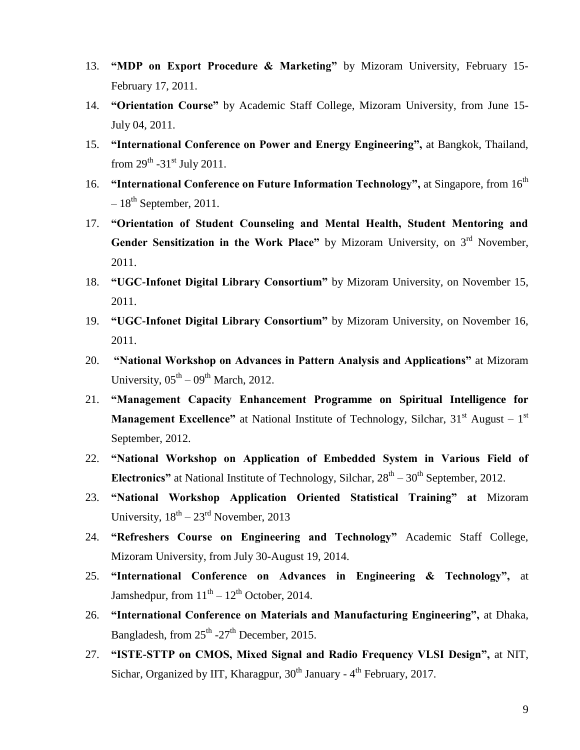13. **"MDP on Export Procedure & Marketing"** by Mizoram University, February 15-February 17, 2011.
14. **"Orientation Course"** by Academic Staff College, Mizoram University, from June 15-July 04, 2011.
15. **"International Conference on Power and Energy Engineering",** at Bangkok, Thailand, from 29th -31st July 2011.
16. **"International Conference on Future Information Technology",** at Singapore, from 16th – 18th September, 2011.
17. **"Orientation of Student Counseling and Mental Health, Student Mentoring and Gender Sensitization in the Work Place"** by Mizoram University, on 3rd November, 2011.
18. **"UGC-Infonet Digital Library Consortium"** by Mizoram University, on November 15, 2011.
19. **"UGC-Infonet Digital Library Consortium"** by Mizoram University, on November 16, 2011.
20. **"National Workshop on Advances in Pattern Analysis and Applications"** at Mizoram University, 05th – 09th March, 2012.
21. **"Management Capacity Enhancement Programme on Spiritual Intelligence for Management Excellence"** at National Institute of Technology, Silchar, 31st August – 1st September, 2012.
22. **"National Workshop on Application of Embedded System in Various Field of Electronics"** at National Institute of Technology, Silchar, 28th – 30th September, 2012.
23. **"National Workshop Application Oriented Statistical Training" at** Mizoram University, 18th – 23rd November, 2013
24. **"Refreshers Course on Engineering and Technology"** Academic Staff College, Mizoram University, from July 30-August 19, 2014.
25. **"International Conference on Advances in Engineering & Technology",** at Jamshedpur, from 11th – 12th October, 2014.
26. **"International Conference on Materials and Manufacturing Engineering",** at Dhaka, Bangladesh, from 25th -27th December, 2015.
27. **"ISTE-STTP on CMOS, Mixed Signal and Radio Frequency VLSI Design",** at NIT, Sichar, Organized by IIT, Kharagpur, 30th January - 4th February, 2017.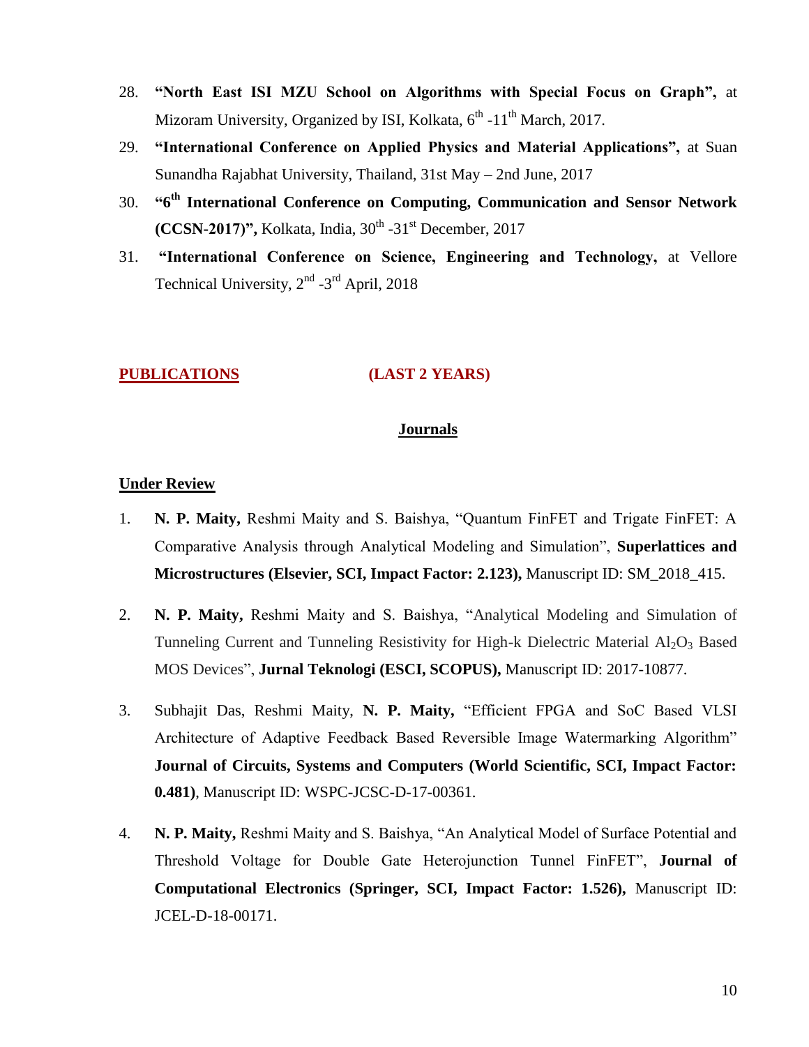28. **"North East ISI MZU School on Algorithms with Special Focus on Graph",** at Mizoram University, Organized by ISI, Kolkata, 6th -11th March, 2017.
29. **"International Conference on Applied Physics and Material Applications",** at Suan Sunandha Rajabhat University, Thailand, 31st May – 2nd June, 2017
30. **"6th International Conference on Computing, Communication and Sensor Network (CCSN-2017)",** Kolkata, India, 30th -31st December, 2017
31. **"International Conference on Science, Engineering and Technology,** at Vellore Technical University, 2nd -3rd April, 2018

## PUBLICATIONS (LAST 2 YEARS)

### Journals

#### Under Review

1. **N. P. Maity,** Reshmi Maity and S. Baishya, "Quantum FinFET and Trigate FinFET: A Comparative Analysis through Analytical Modeling and Simulation", **Superlattices and Microstructures (Elsevier, SCI, Impact Factor: 2.123),** Manuscript ID: SM_2018_415.

2. **N. P. Maity,** Reshmi Maity and S. Baishya, "Analytical Modeling and Simulation of Tunneling Current and Tunneling Resistivity for High-k Dielectric Material $Al_2O_3$ Based MOS Devices", **Jurnal Teknologi (ESCI, SCOPUS),** Manuscript ID: 2017-10877.

3. Subhajit Das, Reshmi Maity, **N. P. Maity,** "Efficient FPGA and SoC Based VLSI Architecture of Adaptive Feedback Based Reversible Image Watermarking Algorithm" **Journal of Circuits, Systems and Computers (World Scientific, SCI, Impact Factor: 0.481)**, Manuscript ID: WSPC-JCSC-D-17-00361.

4. **N. P. Maity,** Reshmi Maity and S. Baishya, "An Analytical Model of Surface Potential and Threshold Voltage for Double Gate Heterojunction Tunnel FinFET", **Journal of Computational Electronics (Springer, SCI, Impact Factor: 1.526),** Manuscript ID: JCEL-D-18-00171.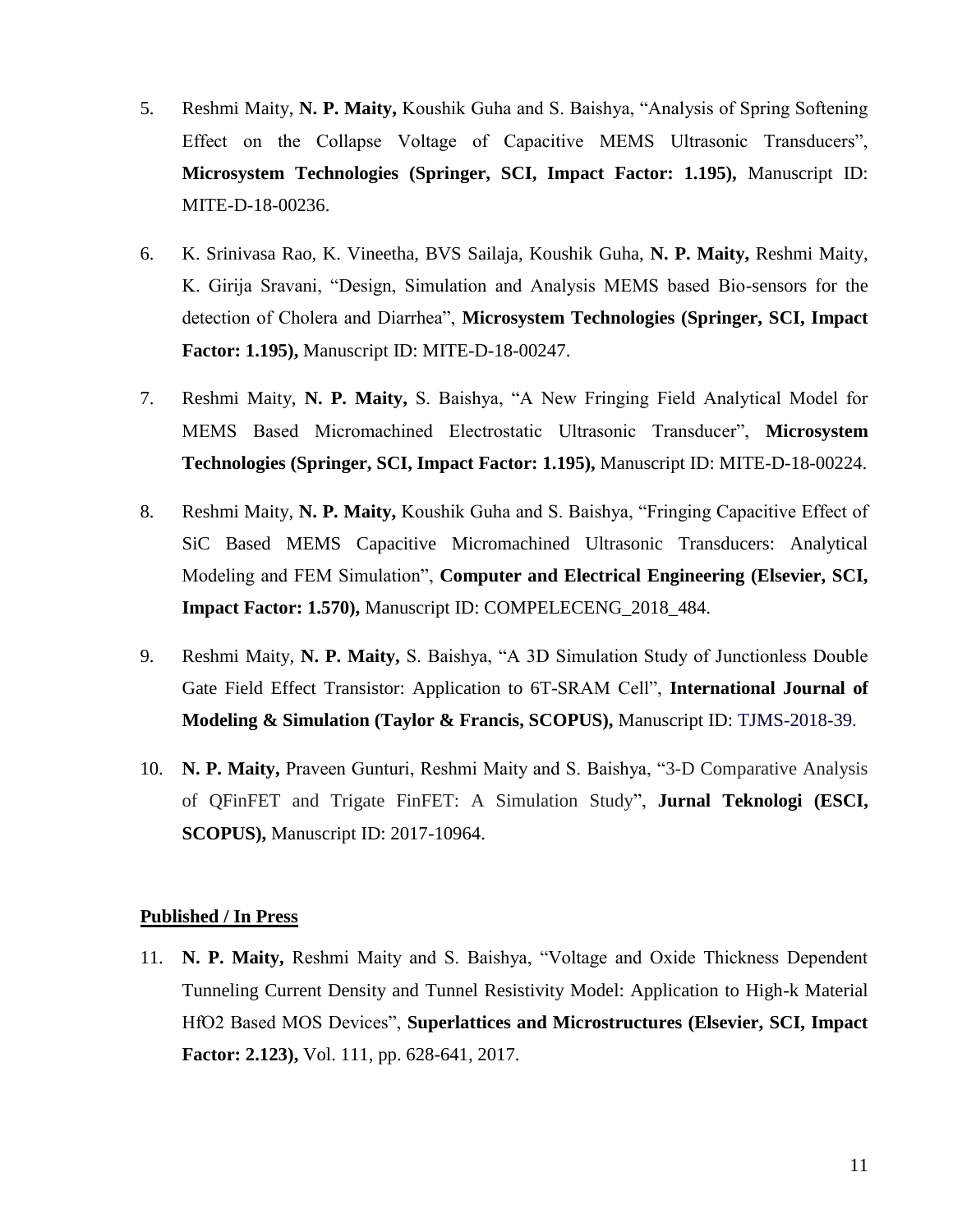5. Reshmi Maity, **N. P. Maity,** Koushik Guha and S. Baishya, "Analysis of Spring Softening Effect on the Collapse Voltage of Capacitive MEMS Ultrasonic Transducers", **Microsystem Technologies (Springer, SCI, Impact Factor: 1.195),** Manuscript ID: MITE-D-18-00236.

6. K. Srinivasa Rao, K. Vineetha, BVS Sailaja, Koushik Guha, **N. P. Maity,** Reshmi Maity, K. Girija Sravani, "Design, Simulation and Analysis MEMS based Bio-sensors for the detection of Cholera and Diarrhea", **Microsystem Technologies (Springer, SCI, Impact Factor: 1.195),** Manuscript ID: MITE-D-18-00247.

7. Reshmi Maity, **N. P. Maity,** S. Baishya, "A New Fringing Field Analytical Model for MEMS Based Micromachined Electrostatic Ultrasonic Transducer", **Microsystem Technologies (Springer, SCI, Impact Factor: 1.195),** Manuscript ID: MITE-D-18-00224.

8. Reshmi Maity, **N. P. Maity,** Koushik Guha and S. Baishya, "Fringing Capacitive Effect of SiC Based MEMS Capacitive Micromachined Ultrasonic Transducers: Analytical Modeling and FEM Simulation", **Computer and Electrical Engineering (Elsevier, SCI, Impact Factor: 1.570),** Manuscript ID: COMPELECENG_2018_484.

9. Reshmi Maity, **N. P. Maity,** S. Baishya, "A 3D Simulation Study of Junctionless Double Gate Field Effect Transistor: Application to 6T-SRAM Cell", **International Journal of Modeling & Simulation (Taylor & Francis, SCOPUS),** Manuscript ID: TJMS-2018-39.

10. **N. P. Maity,** Praveen Gunturi, Reshmi Maity and S. Baishya, "3-D Comparative Analysis of QFinFET and Trigate FinFET: A Simulation Study", **Jurnal Teknologi (ESCI, SCOPUS),** Manuscript ID: 2017-10964.

**Published / In Press**

11. **N. P. Maity,** Reshmi Maity and S. Baishya, "Voltage and Oxide Thickness Dependent Tunneling Current Density and Tunnel Resistivity Model: Application to High-k Material $HfO_2$ Based MOS Devices", **Superlattices and Microstructures (Elsevier, SCI, Impact Factor: 2.123),** Vol. 111, pp. 628-641, 2017.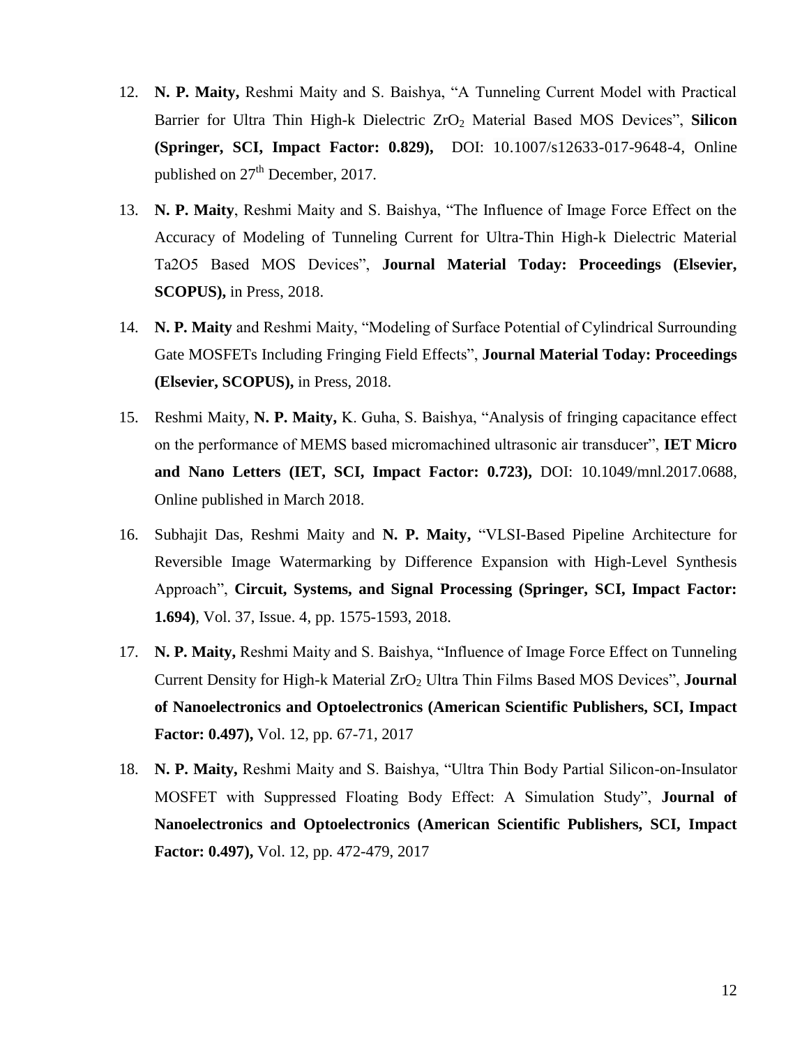12. **N. P. Maity,** Reshmi Maity and S. Baishya, "A Tunneling Current Model with Practical Barrier for Ultra Thin High-k Dielectric $ZrO_2$ Material Based MOS Devices", **Silicon (Springer, SCI, Impact Factor: 0.829),** DOI: 10.1007/s12633-017-9648-4, Online published on 27th December, 2017.

13. **N. P. Maity**, Reshmi Maity and S. Baishya, "The Influence of Image Force Effect on the Accuracy of Modeling of Tunneling Current for Ultra-Thin High-k Dielectric Material Ta2O5 Based MOS Devices", **Journal Material Today: Proceedings (Elsevier, SCOPUS),** in Press, 2018.

14. **N. P. Maity** and Reshmi Maity, "Modeling of Surface Potential of Cylindrical Surrounding Gate MOSFETs Including Fringing Field Effects", **Journal Material Today: Proceedings (Elsevier, SCOPUS),** in Press, 2018.

15. Reshmi Maity, **N. P. Maity,** K. Guha, S. Baishya, "Analysis of fringing capacitance effect on the performance of MEMS based micromachined ultrasonic air transducer", **IET Micro and Nano Letters (IET, SCI, Impact Factor: 0.723),** DOI: 10.1049/mnl.2017.0688, Online published in March 2018.

16. Subhajit Das, Reshmi Maity and **N. P. Maity,** "VLSI-Based Pipeline Architecture for Reversible Image Watermarking by Difference Expansion with High-Level Synthesis Approach", **Circuit, Systems, and Signal Processing (Springer, SCI, Impact Factor: 1.694)**, Vol. 37, Issue. 4, pp. 1575-1593, 2018.

17. **N. P. Maity,** Reshmi Maity and S. Baishya, "Influence of Image Force Effect on Tunneling Current Density for High-k Material $ZrO_2$ Ultra Thin Films Based MOS Devices", **Journal of Nanoelectronics and Optoelectronics (American Scientific Publishers, SCI, Impact Factor: 0.497),** Vol. 12, pp. 67-71, 2017

18. **N. P. Maity,** Reshmi Maity and S. Baishya, "Ultra Thin Body Partial Silicon-on-Insulator MOSFET with Suppressed Floating Body Effect: A Simulation Study", **Journal of Nanoelectronics and Optoelectronics (American Scientific Publishers, SCI, Impact Factor: 0.497),** Vol. 12, pp. 472-479, 2017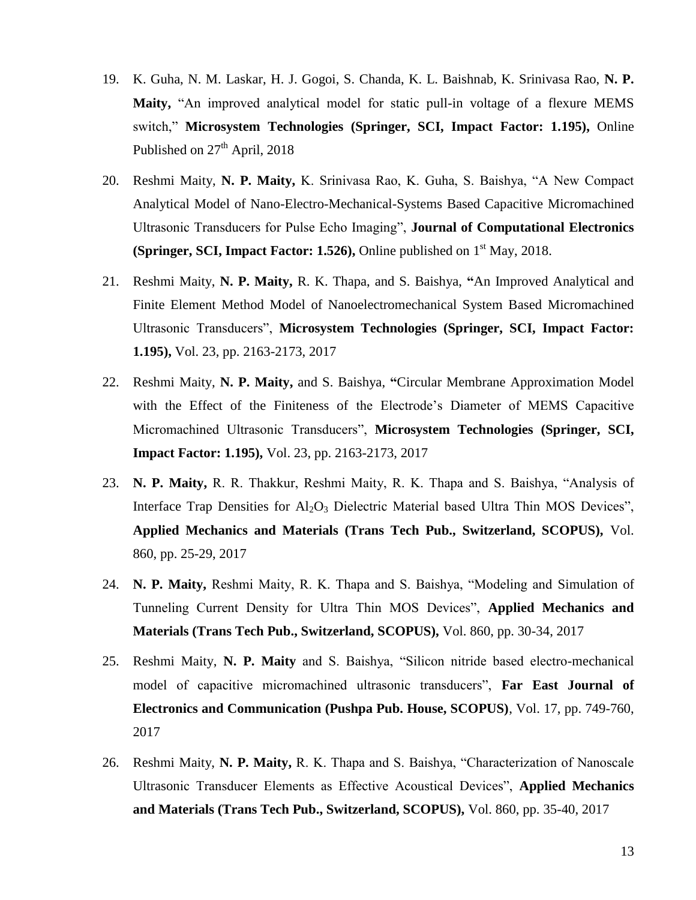19. K. Guha, N. M. Laskar, H. J. Gogoi, S. Chanda, K. L. Baishnab, K. Srinivasa Rao, **N. P. Maity,** "An improved analytical model for static pull-in voltage of a flexure MEMS switch," **Microsystem Technologies (Springer, SCI, Impact Factor: 1.195),** Online Published on 27th April, 2018

20. Reshmi Maity, **N. P. Maity,** K. Srinivasa Rao, K. Guha, S. Baishya, "A New Compact Analytical Model of Nano-Electro-Mechanical-Systems Based Capacitive Micromachined Ultrasonic Transducers for Pulse Echo Imaging", **Journal of Computational Electronics (Springer, SCI, Impact Factor: 1.526),** Online published on 1st May, 2018.

21. Reshmi Maity, **N. P. Maity,** R. K. Thapa, and S. Baishya, **"**An Improved Analytical and Finite Element Method Model of Nanoelectromechanical System Based Micromachined Ultrasonic Transducers", **Microsystem Technologies (Springer, SCI, Impact Factor: 1.195),** Vol. 23, pp. 2163-2173, 2017

22. Reshmi Maity, **N. P. Maity,** and S. Baishya, **"**Circular Membrane Approximation Model with the Effect of the Finiteness of the Electrode's Diameter of MEMS Capacitive Micromachined Ultrasonic Transducers", **Microsystem Technologies (Springer, SCI, Impact Factor: 1.195),** Vol. 23, pp. 2163-2173, 2017

23. **N. P. Maity,** R. R. Thakkur, Reshmi Maity, R. K. Thapa and S. Baishya, "Analysis of Interface Trap Densities for $Al_2O_3$ Dielectric Material based Ultra Thin MOS Devices", **Applied Mechanics and Materials (Trans Tech Pub., Switzerland, SCOPUS),** Vol. 860, pp. 25-29, 2017

24. **N. P. Maity,** Reshmi Maity, R. K. Thapa and S. Baishya, "Modeling and Simulation of Tunneling Current Density for Ultra Thin MOS Devices", **Applied Mechanics and Materials (Trans Tech Pub., Switzerland, SCOPUS),** Vol. 860, pp. 30-34, 2017

25. Reshmi Maity, **N. P. Maity** and S. Baishya, "Silicon nitride based electro-mechanical model of capacitive micromachined ultrasonic transducers", **Far East Journal of Electronics and Communication (Pushpa Pub. House, SCOPUS)**, Vol. 17, pp. 749-760, 2017

26. Reshmi Maity, **N. P. Maity,** R. K. Thapa and S. Baishya, "Characterization of Nanoscale Ultrasonic Transducer Elements as Effective Acoustical Devices", **Applied Mechanics and Materials (Trans Tech Pub., Switzerland, SCOPUS),** Vol. 860, pp. 35-40, 2017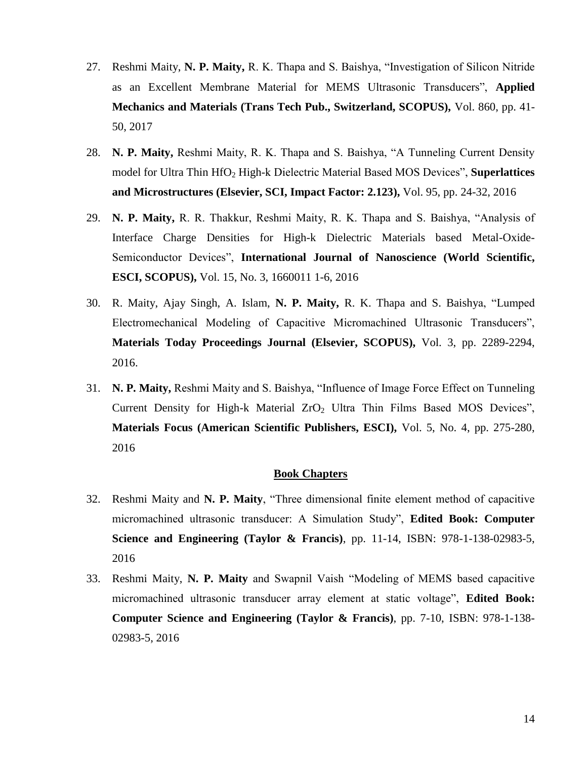27. Reshmi Maity, **N. P. Maity,** R. K. Thapa and S. Baishya, "Investigation of Silicon Nitride as an Excellent Membrane Material for MEMS Ultrasonic Transducers", **Applied Mechanics and Materials (Trans Tech Pub., Switzerland, SCOPUS),** Vol. 860, pp. 41-50, 2017

28. **N. P. Maity,** Reshmi Maity, R. K. Thapa and S. Baishya, "A Tunneling Current Density model for Ultra Thin $HfO_2$ High-k Dielectric Material Based MOS Devices", **Superlattices and Microstructures (Elsevier, SCI, Impact Factor: 2.123),** Vol. 95, pp. 24-32, 2016

29. **N. P. Maity,** R. R. Thakkur, Reshmi Maity, R. K. Thapa and S. Baishya, "Analysis of Interface Charge Densities for High-k Dielectric Materials based Metal-Oxide-Semiconductor Devices", **International Journal of Nanoscience (World Scientific, ESCI, SCOPUS),** Vol. 15, No. 3, 1660011 1-6, 2016

30. R. Maity, Ajay Singh, A. Islam, **N. P. Maity,** R. K. Thapa and S. Baishya, "Lumped Electromechanical Modeling of Capacitive Micromachined Ultrasonic Transducers", **Materials Today Proceedings Journal (Elsevier, SCOPUS),** Vol. 3, pp. 2289-2294, 2016.

31. **N. P. Maity,** Reshmi Maity and S. Baishya, "Influence of Image Force Effect on Tunneling Current Density for High-k Material $ZrO_2$ Ultra Thin Films Based MOS Devices", **Materials Focus (American Scientific Publishers, ESCI),** Vol. 5, No. 4, pp. 275-280, 2016

## Book Chapters

32. Reshmi Maity and **N. P. Maity**, "Three dimensional finite element method of capacitive micromachined ultrasonic transducer: A Simulation Study", **Edited Book: Computer Science and Engineering (Taylor & Francis)**, pp. 11-14, ISBN: 978-1-138-02983-5, 2016

33. Reshmi Maity, **N. P. Maity** and Swapnil Vaish "Modeling of MEMS based capacitive micromachined ultrasonic transducer array element at static voltage", **Edited Book: Computer Science and Engineering (Taylor & Francis)**, pp. 7-10, ISBN: 978-1-138-02983-5, 2016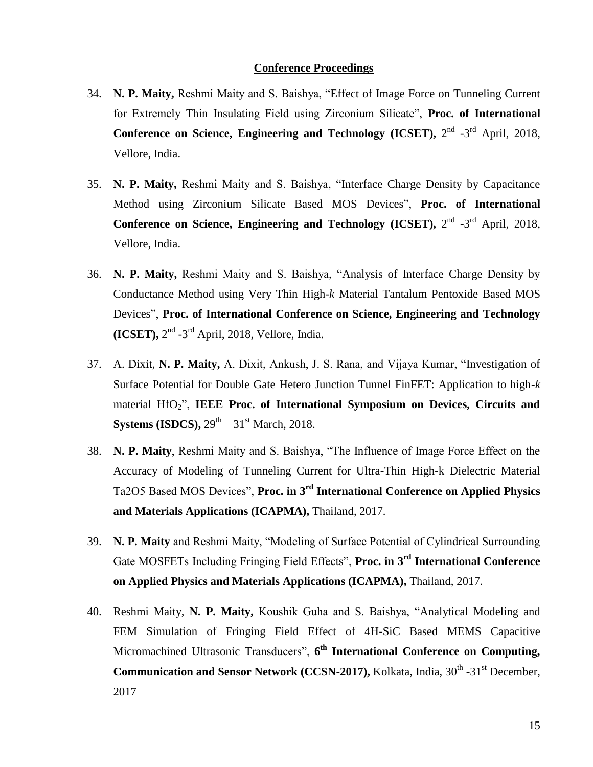## Conference Proceedings

34. **N. P. Maity,** Reshmi Maity and S. Baishya, "Effect of Image Force on Tunneling Current for Extremely Thin Insulating Field using Zirconium Silicate", **Proc. of International Conference on Science, Engineering and Technology (ICSET),** 2nd -3rd April, 2018, Vellore, India.

35. **N. P. Maity,** Reshmi Maity and S. Baishya, "Interface Charge Density by Capacitance Method using Zirconium Silicate Based MOS Devices", **Proc. of International Conference on Science, Engineering and Technology (ICSET),** 2nd -3rd April, 2018, Vellore, India.

36. **N. P. Maity,** Reshmi Maity and S. Baishya, "Analysis of Interface Charge Density by Conductance Method using Very Thin High-*k* Material Tantalum Pentoxide Based MOS Devices", **Proc. of International Conference on Science, Engineering and Technology (ICSET),** 2nd -3rd April, 2018, Vellore, India.

37. A. Dixit, **N. P. Maity,** A. Dixit, Ankush, J. S. Rana, and Vijaya Kumar, "Investigation of Surface Potential for Double Gate Hetero Junction Tunnel FinFET: Application to high-*k* material $HfO_2$", **IEEE Proc. of International Symposium on Devices, Circuits and Systems (ISDCS),** 29th – 31st March, 2018.

38. **N. P. Maity**, Reshmi Maity and S. Baishya, "The Influence of Image Force Effect on the Accuracy of Modeling of Tunneling Current for Ultra-Thin High-k Dielectric Material Ta2O5 Based MOS Devices", **Proc. in 3rd International Conference on Applied Physics and Materials Applications (ICAPMA),** Thailand, 2017.

39. **N. P. Maity** and Reshmi Maity, "Modeling of Surface Potential of Cylindrical Surrounding Gate MOSFETs Including Fringing Field Effects", **Proc. in 3rd International Conference on Applied Physics and Materials Applications (ICAPMA),** Thailand, 2017.

40. Reshmi Maity, **N. P. Maity,** Koushik Guha and S. Baishya, "Analytical Modeling and FEM Simulation of Fringing Field Effect of 4H-SiC Based MEMS Capacitive Micromachined Ultrasonic Transducers", **6th International Conference on Computing, Communication and Sensor Network (CCSN-2017),** Kolkata, India, 30th -31st December, 2017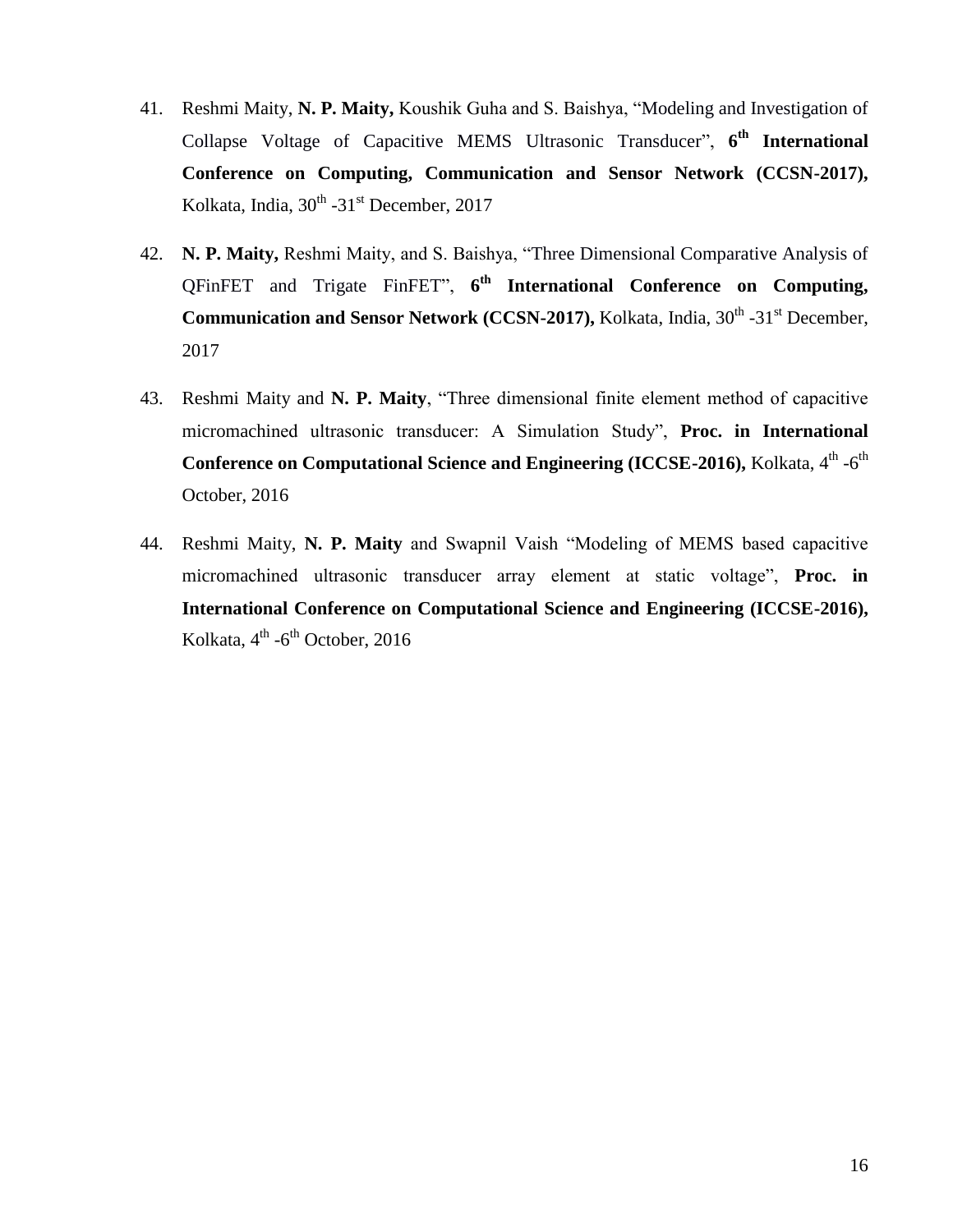41. Reshmi Maity, **N. P. Maity,** Koushik Guha and S. Baishya, "Modeling and Investigation of Collapse Voltage of Capacitive MEMS Ultrasonic Transducer", **6th International Conference on Computing, Communication and Sensor Network (CCSN-2017),** Kolkata, India, 30th -31st December, 2017

42. **N. P. Maity,** Reshmi Maity, and S. Baishya, "Three Dimensional Comparative Analysis of QFinFET and Trigate FinFET", **6th International Conference on Computing, Communication and Sensor Network (CCSN-2017),** Kolkata, India, 30th -31st December, 2017

43. Reshmi Maity and **N. P. Maity**, "Three dimensional finite element method of capacitive micromachined ultrasonic transducer: A Simulation Study", **Proc. in International Conference on Computational Science and Engineering (ICCSE-2016),** Kolkata, 4th -6th October, 2016

44. Reshmi Maity, **N. P. Maity** and Swapnil Vaish "Modeling of MEMS based capacitive micromachined ultrasonic transducer array element at static voltage", **Proc. in International Conference on Computational Science and Engineering (ICCSE-2016),** Kolkata, 4th -6th October, 2016